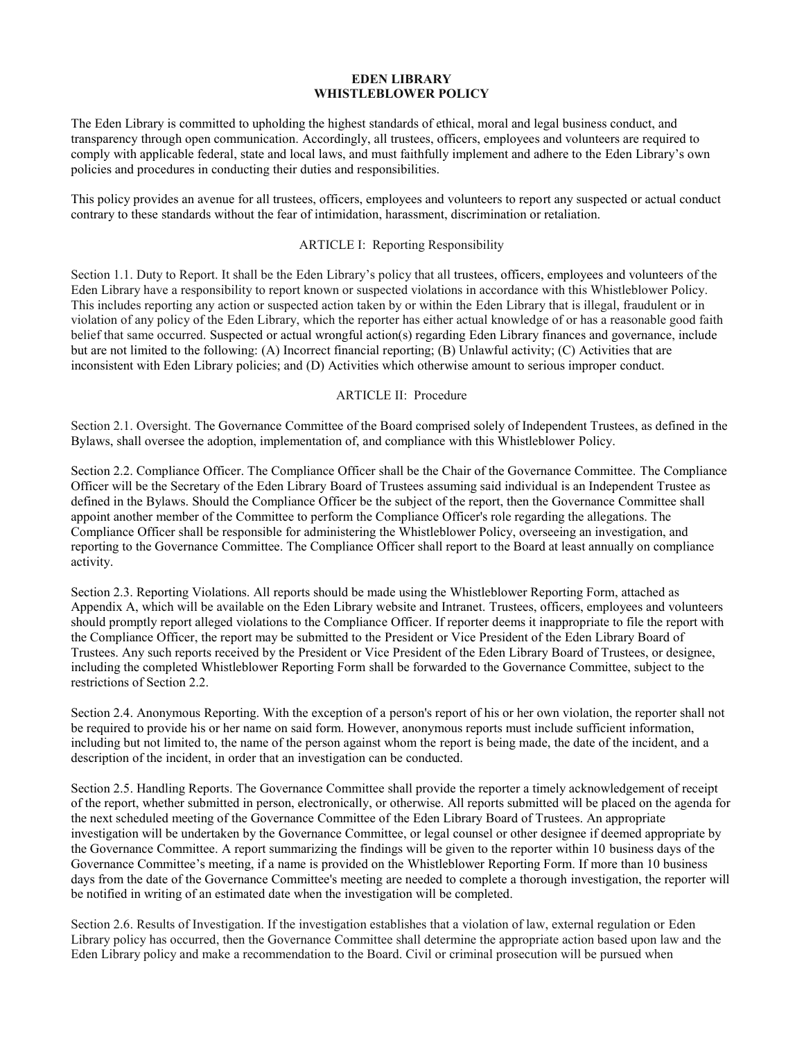# EDEN LIBRARY
# WHISTLEBLOWER POLICY

The Eden Library is committed to upholding the highest standards of ethical, moral and legal business conduct, and transparency through open communication. Accordingly, all trustees, officers, employees and volunteers are required to comply with applicable federal, state and local laws, and must faithfully implement and adhere to the Eden Library's own policies and procedures in conducting their duties and responsibilities.

This policy provides an avenue for all trustees, officers, employees and volunteers to report any suspected or actual conduct contrary to these standards without the fear of intimidation, harassment, discrimination or retaliation.

## ARTICLE I: Reporting Responsibility

Section 1.1. Duty to Report. It shall be the Eden Library's policy that all trustees, officers, employees and volunteers of the Eden Library have a responsibility to report known or suspected violations in accordance with this Whistleblower Policy. This includes reporting any action or suspected action taken by or within the Eden Library that is illegal, fraudulent or in violation of any policy of the Eden Library, which the reporter has either actual knowledge of or has a reasonable good faith belief that same occurred. Suspected or actual wrongful action(s) regarding Eden Library finances and governance, include but are not limited to the following: (A) Incorrect financial reporting; (B) Unlawful activity; (C) Activities that are inconsistent with Eden Library policies; and (D) Activities which otherwise amount to serious improper conduct.

## ARTICLE II: Procedure

Section 2.1. Oversight. The Governance Committee of the Board comprised solely of Independent Trustees, as defined in the Bylaws, shall oversee the adoption, implementation of, and compliance with this Whistleblower Policy.

Section 2.2. Compliance Officer. The Compliance Officer shall be the Chair of the Governance Committee. The Compliance Officer will be the Secretary of the Eden Library Board of Trustees assuming said individual is an Independent Trustee as defined in the Bylaws. Should the Compliance Officer be the subject of the report, then the Governance Committee shall appoint another member of the Committee to perform the Compliance Officer's role regarding the allegations. The Compliance Officer shall be responsible for administering the Whistleblower Policy, overseeing an investigation, and reporting to the Governance Committee. The Compliance Officer shall report to the Board at least annually on compliance activity.

Section 2.3. Reporting Violations. All reports should be made using the Whistleblower Reporting Form, attached as Appendix A, which will be available on the Eden Library website and Intranet. Trustees, officers, employees and volunteers should promptly report alleged violations to the Compliance Officer. If reporter deems it inappropriate to file the report with the Compliance Officer, the report may be submitted to the President or Vice President of the Eden Library Board of Trustees. Any such reports received by the President or Vice President of the Eden Library Board of Trustees, or designee, including the completed Whistleblower Reporting Form shall be forwarded to the Governance Committee, subject to the restrictions of Section 2.2.

Section 2.4. Anonymous Reporting. With the exception of a person's report of his or her own violation, the reporter shall not be required to provide his or her name on said form. However, anonymous reports must include sufficient information, including but not limited to, the name of the person against whom the report is being made, the date of the incident, and a description of the incident, in order that an investigation can be conducted.

Section 2.5. Handling Reports. The Governance Committee shall provide the reporter a timely acknowledgement of receipt of the report, whether submitted in person, electronically, or otherwise. All reports submitted will be placed on the agenda for the next scheduled meeting of the Governance Committee of the Eden Library Board of Trustees. An appropriate investigation will be undertaken by the Governance Committee, or legal counsel or other designee if deemed appropriate by the Governance Committee. A report summarizing the findings will be given to the reporter within 10 business days of the Governance Committee's meeting, if a name is provided on the Whistleblower Reporting Form. If more than 10 business days from the date of the Governance Committee's meeting are needed to complete a thorough investigation, the reporter will be notified in writing of an estimated date when the investigation will be completed.

Section 2.6. Results of Investigation. If the investigation establishes that a violation of law, external regulation or Eden Library policy has occurred, then the Governance Committee shall determine the appropriate action based upon law and the Eden Library policy and make a recommendation to the Board. Civil or criminal prosecution will be pursued when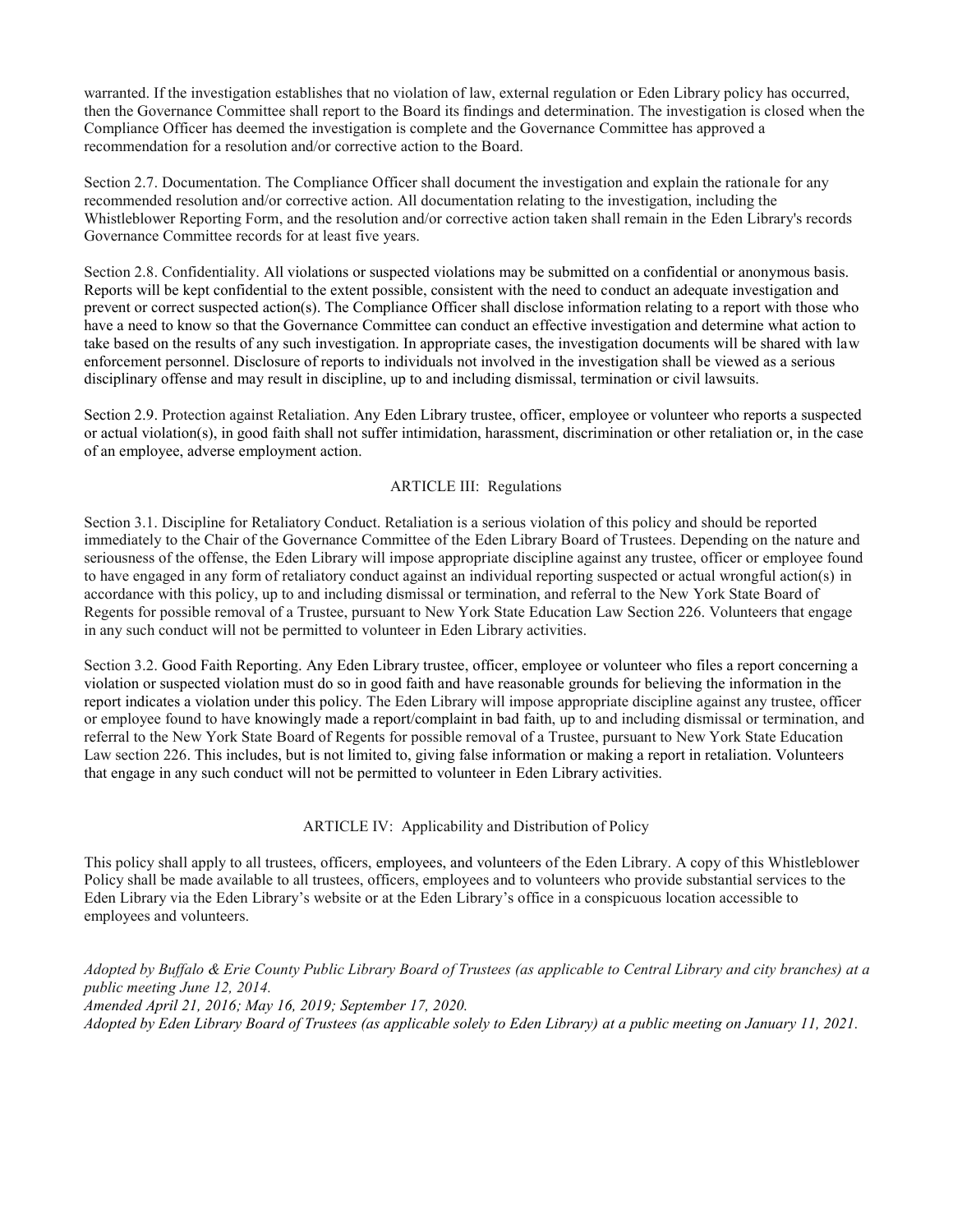warranted. If the investigation establishes that no violation of law, external regulation or Eden Library policy has occurred, then the Governance Committee shall report to the Board its findings and determination. The investigation is closed when the Compliance Officer has deemed the investigation is complete and the Governance Committee has approved a recommendation for a resolution and/or corrective action to the Board.

Section 2.7. Documentation. The Compliance Officer shall document the investigation and explain the rationale for any recommended resolution and/or corrective action. All documentation relating to the investigation, including the Whistleblower Reporting Form, and the resolution and/or corrective action taken shall remain in the Eden Library's records Governance Committee records for at least five years.

Section 2.8. Confidentiality. All violations or suspected violations may be submitted on a confidential or anonymous basis. Reports will be kept confidential to the extent possible, consistent with the need to conduct an adequate investigation and prevent or correct suspected action(s). The Compliance Officer shall disclose information relating to a report with those who have a need to know so that the Governance Committee can conduct an effective investigation and determine what action to take based on the results of any such investigation. In appropriate cases, the investigation documents will be shared with law enforcement personnel. Disclosure of reports to individuals not involved in the investigation shall be viewed as a serious disciplinary offense and may result in discipline, up to and including dismissal, termination or civil lawsuits.

Section 2.9. Protection against Retaliation. Any Eden Library trustee, officer, employee or volunteer who reports a suspected or actual violation(s), in good faith shall not suffer intimidation, harassment, discrimination or other retaliation or, in the case of an employee, adverse employment action.

## ARTICLE III: Regulations

Section 3.1. Discipline for Retaliatory Conduct. Retaliation is a serious violation of this policy and should be reported immediately to the Chair of the Governance Committee of the Eden Library Board of Trustees. Depending on the nature and seriousness of the offense, the Eden Library will impose appropriate discipline against any trustee, officer or employee found to have engaged in any form of retaliatory conduct against an individual reporting suspected or actual wrongful action(s) in accordance with this policy, up to and including dismissal or termination, and referral to the New York State Board of Regents for possible removal of a Trustee, pursuant to New York State Education Law Section 226. Volunteers that engage in any such conduct will not be permitted to volunteer in Eden Library activities.

Section 3.2. Good Faith Reporting. Any Eden Library trustee, officer, employee or volunteer who files a report concerning a violation or suspected violation must do so in good faith and have reasonable grounds for believing the information in the report indicates a violation under this policy. The Eden Library will impose appropriate discipline against any trustee, officer or employee found to have knowingly made a report/complaint in bad faith, up to and including dismissal or termination, and referral to the New York State Board of Regents for possible removal of a Trustee, pursuant to New York State Education Law section 226. This includes, but is not limited to, giving false information or making a report in retaliation. Volunteers that engage in any such conduct will not be permitted to volunteer in Eden Library activities.

## ARTICLE IV: Applicability and Distribution of Policy

This policy shall apply to all trustees, officers, employees, and volunteers of the Eden Library. A copy of this Whistleblower Policy shall be made available to all trustees, officers, employees and to volunteers who provide substantial services to the Eden Library via the Eden Library's website or at the Eden Library's office in a conspicuous location accessible to employees and volunteers.

*Adopted by Buffalo & Erie County Public Library Board of Trustees (as applicable to Central Library and city branches) at a public meeting June 12, 2014.*
*Amended April 21, 2016; May 16, 2019; September 17, 2020.*
*Adopted by Eden Library Board of Trustees (as applicable solely to Eden Library) at a public meeting on January 11, 2021.*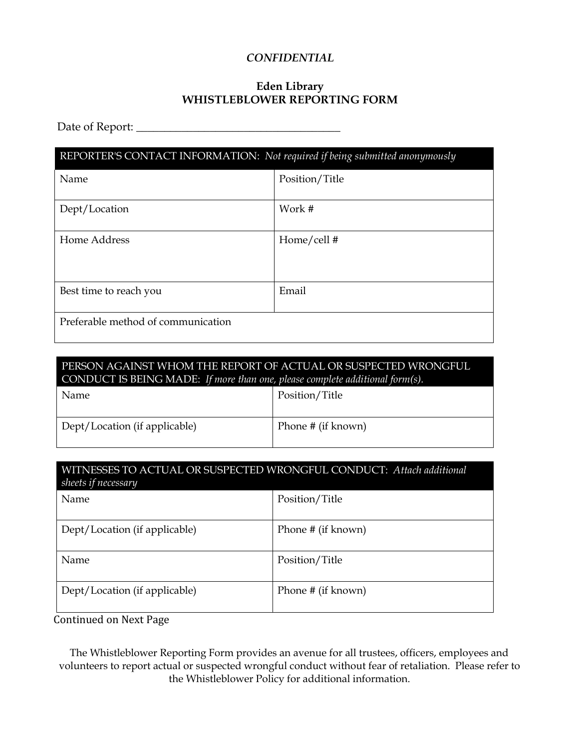*CONFIDENTIAL*

**Eden Library**
**WHISTLEBLOWER REPORTING FORM**

Date of Report: ___________________________________

| REPORTER'S CONTACT INFORMATION: *Not required if being submitted anonymously* | |
|---|---|
| Name | Position/Title |
| Dept/Location | Work # |
| Home Address | Home/cell # |
| Best time to reach you | Email |
| Preferable method of communication | |

| PERSON AGAINST WHOM THE REPORT OF ACTUAL OR SUSPECTED WRONGFUL CONDUCT IS BEING MADE: *If more than one, please complete additional form(s).* | |
|---|---|
| Name | Position/Title |
| Dept/Location (if applicable) | Phone # (if known) |

| WITNESSES TO ACTUAL OR SUSPECTED WRONGFUL CONDUCT: *Attach additional sheets if necessary* | |
|---|---|
| Name | Position/Title |
| Dept/Location (if applicable) | Phone # (if known) |
| Name | Position/Title |
| Dept/Location (if applicable) | Phone # (if known) |

Continued on Next Page

The Whistleblower Reporting Form provides an avenue for all trustees, officers, employees and volunteers to report actual or suspected wrongful conduct without fear of retaliation. Please refer to the Whistleblower Policy for additional information.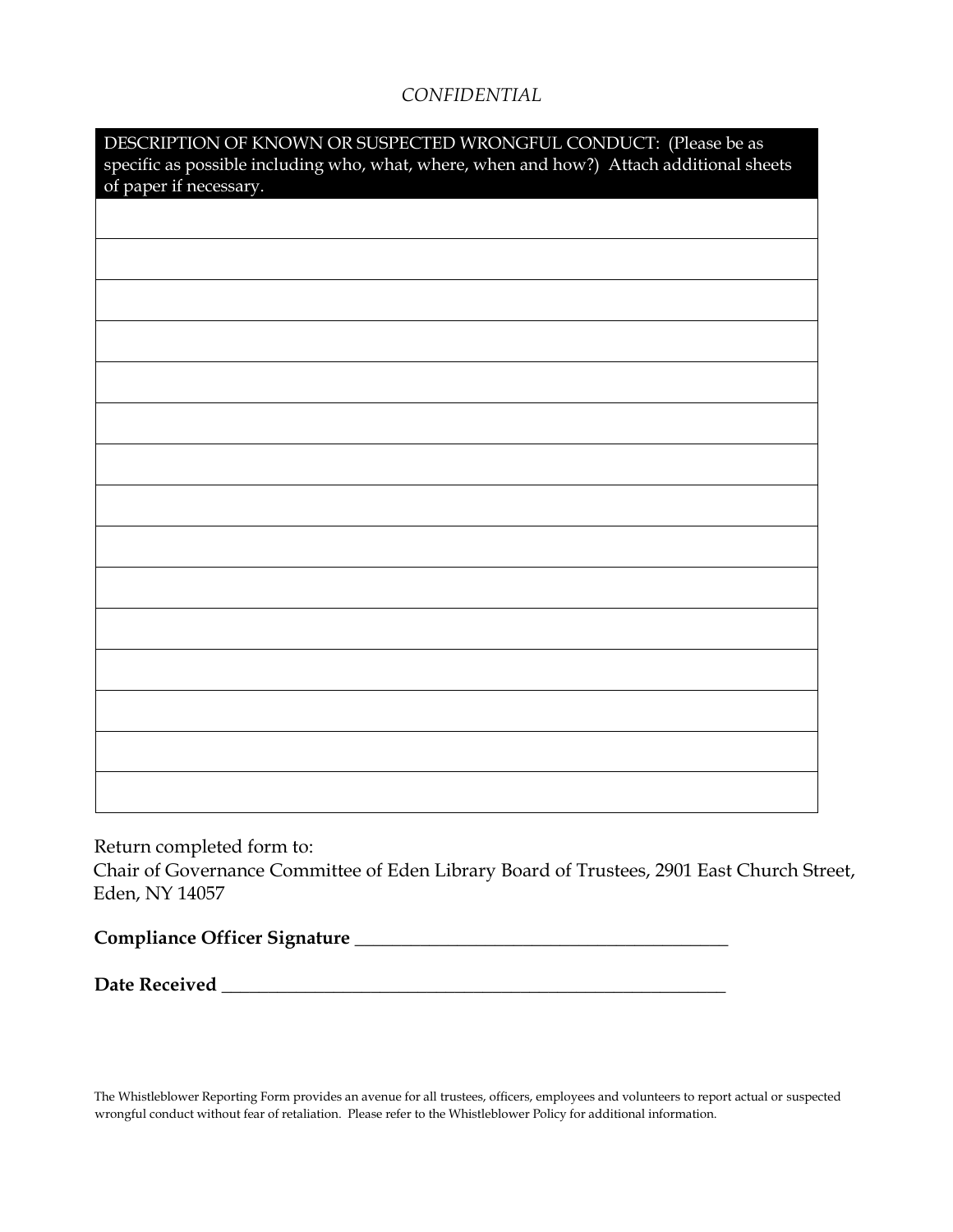*CONFIDENTIAL*

| DESCRIPTION OF KNOWN OR SUSPECTED WRONGFUL CONDUCT: (Please be as specific as possible including who, what, where, when and how?) Attach additional sheets of paper if necessary. |
|---|
| |
| |
| |
| |
| |
| |
| |
| |
| |
| |
| |
| |
| |
| |
| |

Return completed form to:
Chair of Governance Committee of Eden Library Board of Trustees, 2901 East Church Street, Eden, NY 14057

**Compliance Officer Signature** ___________________________________________

**Date Received** _________________________________________________________

The Whistleblower Reporting Form provides an avenue for all trustees, officers, employees and volunteers to report actual or suspected wrongful conduct without fear of retaliation. Please refer to the Whistleblower Policy for additional information.